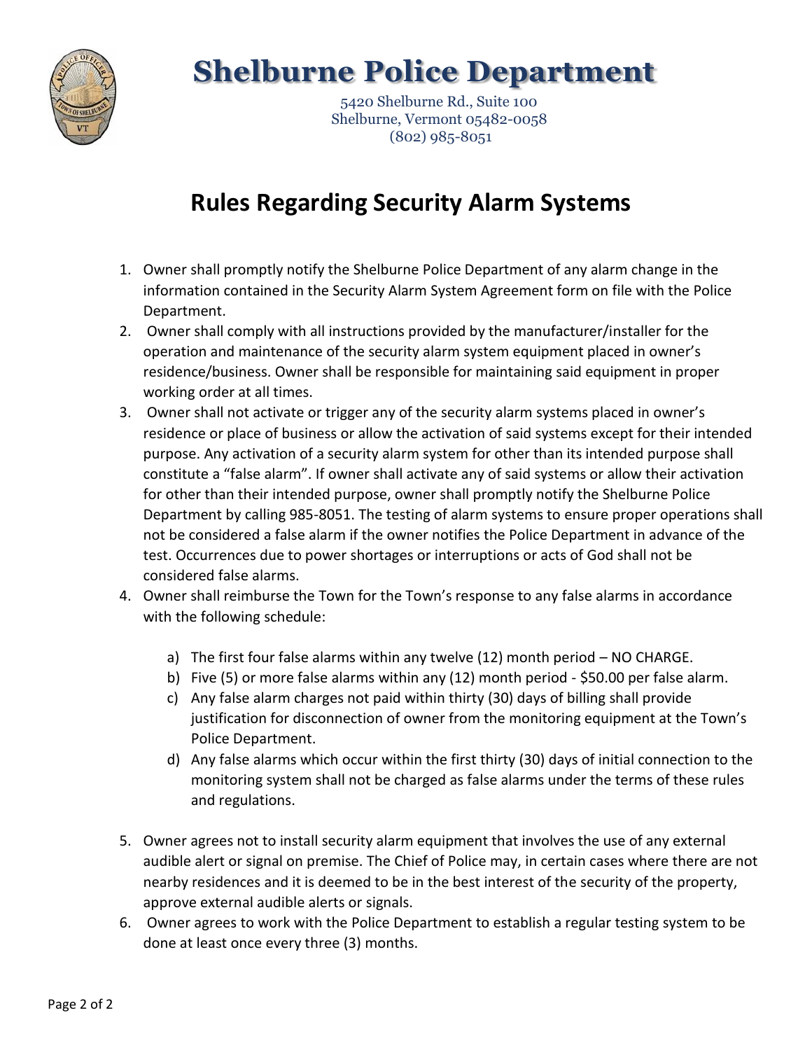# Shelburne Police Department

5420 Shelburne Rd., Suite 100
Shelburne, Vermont 05482-0058
(802) 985-8051

## Rules Regarding Security Alarm Systems

1. Owner shall promptly notify the Shelburne Police Department of any alarm change in the information contained in the Security Alarm System Agreement form on file with the Police Department.
2. Owner shall comply with all instructions provided by the manufacturer/installer for the operation and maintenance of the security alarm system equipment placed in owner's residence/business. Owner shall be responsible for maintaining said equipment in proper working order at all times.
3. Owner shall not activate or trigger any of the security alarm systems placed in owner's residence or place of business or allow the activation of said systems except for their intended purpose. Any activation of a security alarm system for other than its intended purpose shall constitute a "false alarm". If owner shall activate any of said systems or allow their activation for other than their intended purpose, owner shall promptly notify the Shelburne Police Department by calling 985-8051. The testing of alarm systems to ensure proper operations shall not be considered a false alarm if the owner notifies the Police Department in advance of the test. Occurrences due to power shortages or interruptions or acts of God shall not be considered false alarms.
4. Owner shall reimburse the Town for the Town's response to any false alarms in accordance with the following schedule:

   a) The first four false alarms within any twelve (12) month period – NO CHARGE.
   b) Five (5) or more false alarms within any (12) month period - $50.00 per false alarm.
   c) Any false alarm charges not paid within thirty (30) days of billing shall provide justification for disconnection of owner from the monitoring equipment at the Town's Police Department.
   d) Any false alarms which occur within the first thirty (30) days of initial connection to the monitoring system shall not be charged as false alarms under the terms of these rules and regulations.

5. Owner agrees not to install security alarm equipment that involves the use of any external audible alert or signal on premise. The Chief of Police may, in certain cases where there are not nearby residences and it is deemed to be in the best interest of the security of the property, approve external audible alerts or signals.
6. Owner agrees to work with the Police Department to establish a regular testing system to be done at least once every three (3) months.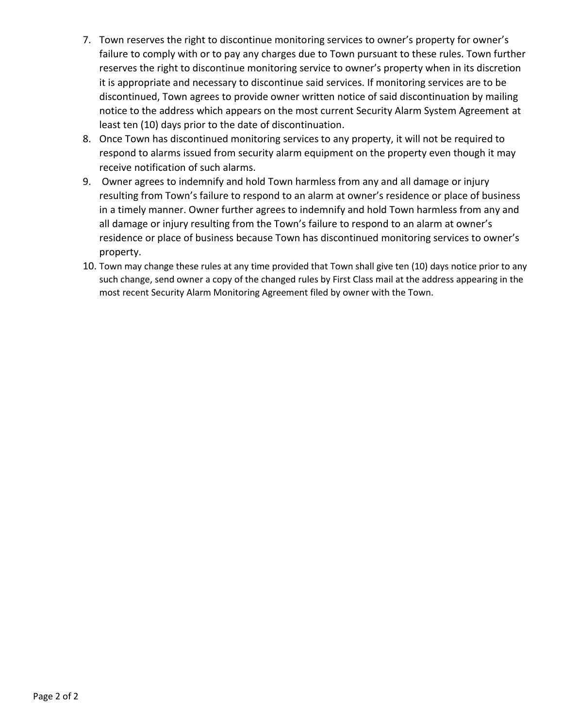7. Town reserves the right to discontinue monitoring services to owner's property for owner's failure to comply with or to pay any charges due to Town pursuant to these rules. Town further reserves the right to discontinue monitoring service to owner's property when in its discretion it is appropriate and necessary to discontinue said services. If monitoring services are to be discontinued, Town agrees to provide owner written notice of said discontinuation by mailing notice to the address which appears on the most current Security Alarm System Agreement at least ten (10) days prior to the date of discontinuation.
8. Once Town has discontinued monitoring services to any property, it will not be required to respond to alarms issued from security alarm equipment on the property even though it may receive notification of such alarms.
9. Owner agrees to indemnify and hold Town harmless from any and all damage or injury resulting from Town's failure to respond to an alarm at owner's residence or place of business in a timely manner. Owner further agrees to indemnify and hold Town harmless from any and all damage or injury resulting from the Town's failure to respond to an alarm at owner's residence or place of business because Town has discontinued monitoring services to owner's property.
10. Town may change these rules at any time provided that Town shall give ten (10) days notice prior to any such change, send owner a copy of the changed rules by First Class mail at the address appearing in the most recent Security Alarm Monitoring Agreement filed by owner with the Town.